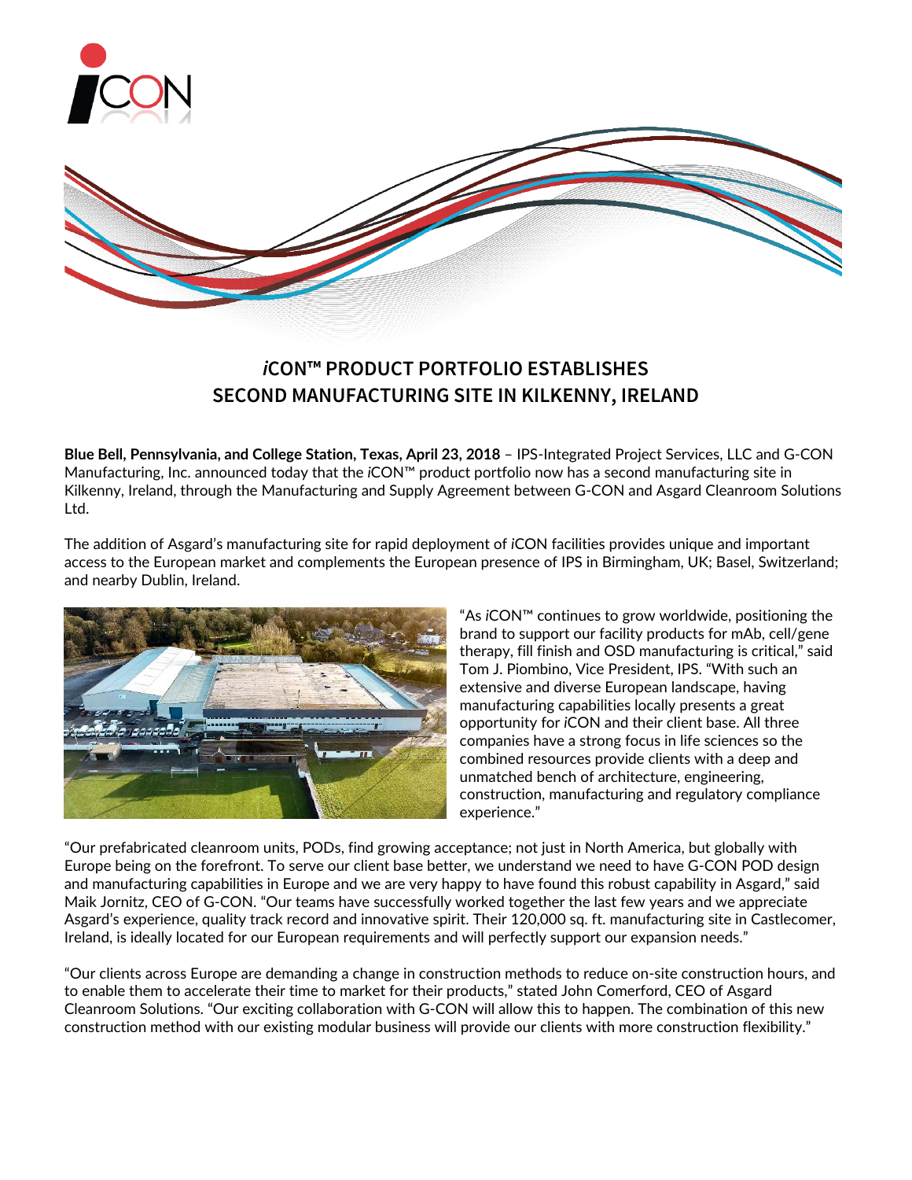# *i*CON™ PRODUCT PORTFOLIO ESTABLISHES SECOND MANUFACTURING SITE IN KILKENNY, IRELAND

**Blue Bell, Pennsylvania, and College Station, Texas, April 23, 2018** – IPS-Integrated Project Services, LLC and G-CON Manufacturing, Inc. announced today that the *i*CON™ product portfolio now has a second manufacturing site in Kilkenny, Ireland, through the Manufacturing and Supply Agreement between G-CON and Asgard Cleanroom Solutions Ltd.

The addition of Asgard's manufacturing site for rapid deployment of *i*CON facilities provides unique and important access to the European market and complements the European presence of IPS in Birmingham, UK; Basel, Switzerland; and nearby Dublin, Ireland.

"As *i*CON™ continues to grow worldwide, positioning the brand to support our facility products for mAb, cell/gene therapy, fill finish and OSD manufacturing is critical," said Tom J. Piombino, Vice President, IPS. "With such an extensive and diverse European landscape, having manufacturing capabilities locally presents a great opportunity for *i*CON and their client base. All three companies have a strong focus in life sciences so the combined resources provide clients with a deep and unmatched bench of architecture, engineering, construction, manufacturing and regulatory compliance experience."

"Our prefabricated cleanroom units, PODs, find growing acceptance; not just in North America, but globally with Europe being on the forefront. To serve our client base better, we understand we need to have G-CON POD design and manufacturing capabilities in Europe and we are very happy to have found this robust capability in Asgard," said Maik Jornitz, CEO of G-CON. "Our teams have successfully worked together the last few years and we appreciate Asgard's experience, quality track record and innovative spirit. Their 120,000 sq. ft. manufacturing site in Castlecomer, Ireland, is ideally located for our European requirements and will perfectly support our expansion needs."

"Our clients across Europe are demanding a change in construction methods to reduce on-site construction hours, and to enable them to accelerate their time to market for their products," stated John Comerford, CEO of Asgard Cleanroom Solutions. "Our exciting collaboration with G-CON will allow this to happen. The combination of this new construction method with our existing modular business will provide our clients with more construction flexibility."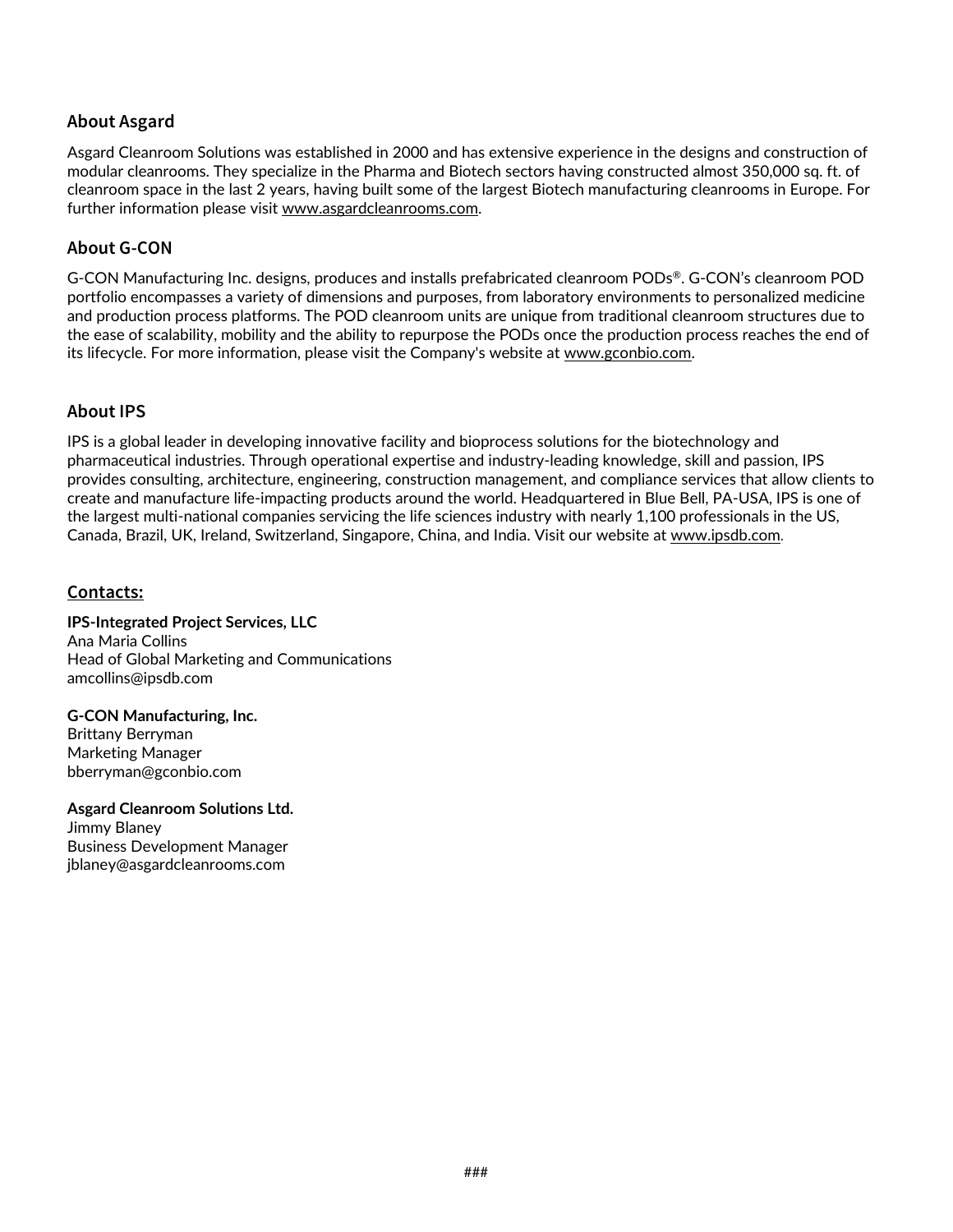## About Asgard

Asgard Cleanroom Solutions was established in 2000 and has extensive experience in the designs and construction of modular cleanrooms. They specialize in the Pharma and Biotech sectors having constructed almost 350,000 sq. ft. of cleanroom space in the last 2 years, having built some of the largest Biotech manufacturing cleanrooms in Europe. For further information please visit www.asgardcleanrooms.com.

## About G-CON

G-CON Manufacturing Inc. designs, produces and installs prefabricated cleanroom PODs®. G-CON's cleanroom POD portfolio encompasses a variety of dimensions and purposes, from laboratory environments to personalized medicine and production process platforms. The POD cleanroom units are unique from traditional cleanroom structures due to the ease of scalability, mobility and the ability to repurpose the PODs once the production process reaches the end of its lifecycle. For more information, please visit the Company's website at www.gconbio.com.

## About IPS

IPS is a global leader in developing innovative facility and bioprocess solutions for the biotechnology and pharmaceutical industries. Through operational expertise and industry-leading knowledge, skill and passion, IPS provides consulting, architecture, engineering, construction management, and compliance services that allow clients to create and manufacture life-impacting products around the world. Headquartered in Blue Bell, PA-USA, IPS is one of the largest multi-national companies servicing the life sciences industry with nearly 1,100 professionals in the US, Canada, Brazil, UK, Ireland, Switzerland, Singapore, China, and India. Visit our website at www.ipsdb.com.

## Contacts:

**IPS-Integrated Project Services, LLC**
Ana Maria Collins
Head of Global Marketing and Communications
amcollins@ipsdb.com

**G-CON Manufacturing, Inc.**
Brittany Berryman
Marketing Manager
bberryman@gconbio.com

**Asgard Cleanroom Solutions Ltd.**
Jimmy Blaney
Business Development Manager
jblaney@asgardcleanrooms.com

###